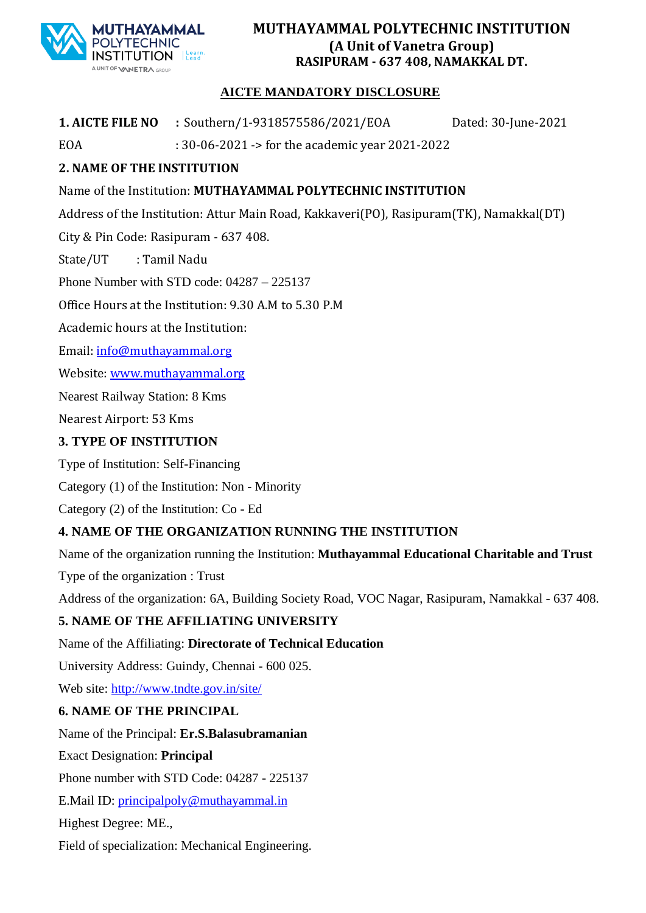# MUTHAYAMMAL POLYTECHNIC INSTITUTION

**(A Unit of Vanetra Group)**

**RASIPURAM - 637 408, NAMAKKAL DT.**

## AICTE MANDATORY DISCLOSURE

**1. AICTE FILE NO** : Southern/1-9318575586/2021/EOA Dated: 30-June-2021

EOA : 30-06-2021 -> for the academic year 2021-2022

### 2. NAME OF THE INSTITUTION

Name of the Institution: **MUTHAYAMMAL POLYTECHNIC INSTITUTION**

Address of the Institution: Attur Main Road, Kakkaveri(PO), Rasipuram(TK), Namakkal(DT)

City & Pin Code: Rasipuram - 637 408.

State/UT : Tamil Nadu

Phone Number with STD code: 04287 – 225137

Office Hours at the Institution: 9.30 A.M to 5.30 P.M

Academic hours at the Institution:

Email: info@muthayammal.org

Website: www.muthayammal.org

Nearest Railway Station: 8 Kms

Nearest Airport: 53 Kms

### 3. TYPE OF INSTITUTION

Type of Institution: Self-Financing

Category (1) of the Institution: Non - Minority

Category (2) of the Institution: Co - Ed

### 4. NAME OF THE ORGANIZATION RUNNING THE INSTITUTION

Name of the organization running the Institution: **Muthayammal Educational Charitable and Trust**

Type of the organization : Trust

Address of the organization: 6A, Building Society Road, VOC Nagar, Rasipuram, Namakkal - 637 408.

### 5. NAME OF THE AFFILIATING UNIVERSITY

Name of the Affiliating: **Directorate of Technical Education**

University Address: Guindy, Chennai - 600 025.

Web site: http://www.tndte.gov.in/site/

### 6. NAME OF THE PRINCIPAL

Name of the Principal: **Er.S.Balasubramanian**

Exact Designation: **Principal**

Phone number with STD Code: 04287 - 225137

E.Mail ID: principalpoly@muthayammal.in

Highest Degree: ME.,

Field of specialization: Mechanical Engineering.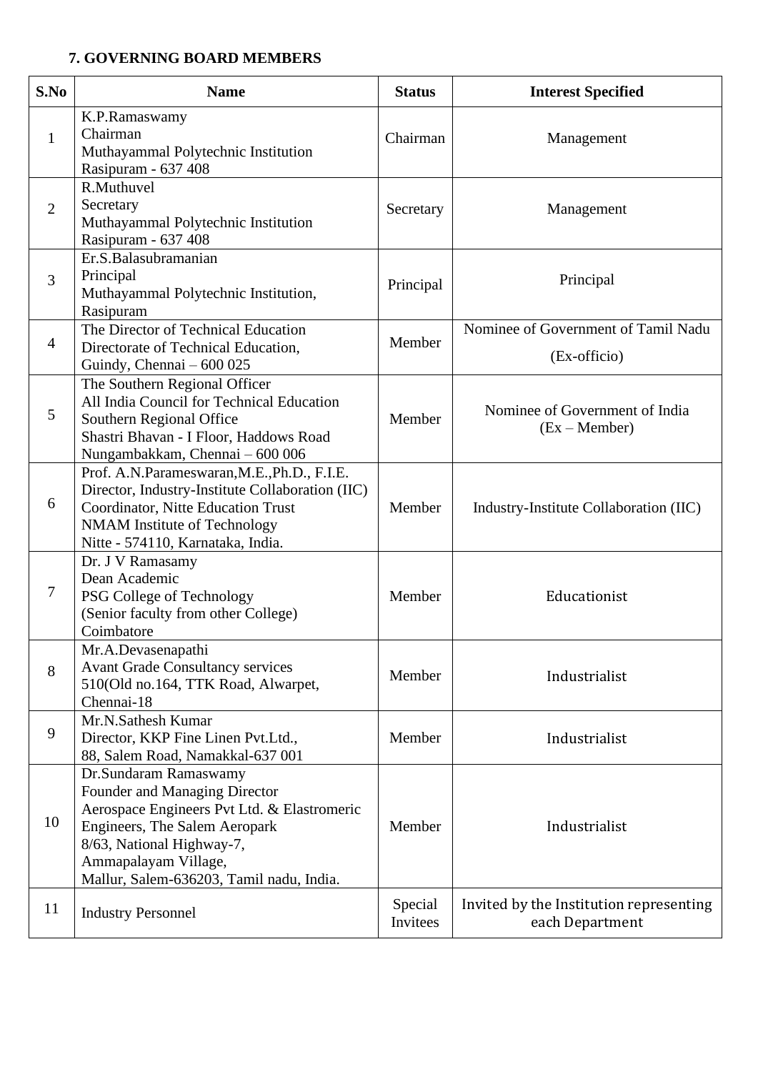### 7. GOVERNING BOARD MEMBERS

| S.No | Name | Status | Interest Specified |
|---|---|---|---|
| 1 | K.P.Ramaswamy<br>Chairman<br>Muthayammal Polytechnic Institution<br>Rasipuram - 637 408 | Chairman | Management |
| 2 | R.Muthuvel<br>Secretary<br>Muthayammal Polytechnic Institution<br>Rasipuram - 637 408 | Secretary | Management |
| 3 | Er.S.Balasubramanian<br>Principal<br>Muthayammal Polytechnic Institution,<br>Rasipuram | Principal | Principal |
| 4 | The Director of Technical Education<br>Directorate of Technical Education,<br>Guindy, Chennai – 600 025 | Member | Nominee of Government of Tamil Nadu<br>(Ex-officio) |
| 5 | The Southern Regional Officer<br>All India Council for Technical Education<br>Southern Regional Office<br>Shastri Bhavan - I Floor, Haddows Road<br>Nungambakkam, Chennai – 600 006 | Member | Nominee of Government of India<br>(Ex – Member) |
| 6 | Prof. A.N.Parameswaran,M.E.,Ph.D., F.I.E.<br>Director, Industry-Institute Collaboration (IIC)<br>Coordinator, Nitte Education Trust<br>NMAM Institute of Technology<br>Nitte - 574110, Karnataka, India. | Member | Industry-Institute Collaboration (IIC) |
| 7 | Dr. J V Ramasamy<br>Dean Academic<br>PSG College of Technology<br>(Senior faculty from other College)<br>Coimbatore | Member | Educationist |
| 8 | Mr.A.Devasenapathi<br>Avant Grade Consultancy services<br>510(Old no.164, TTK Road, Alwarpet,<br>Chennai-18 | Member | Industrialist |
| 9 | Mr.N.Sathesh Kumar<br>Director, KKP Fine Linen Pvt.Ltd.,<br>88, Salem Road, Namakkal-637 001 | Member | Industrialist |
| 10 | Dr.Sundaram Ramaswamy<br>Founder and Managing Director<br>Aerospace Engineers Pvt Ltd. & Elastromeric<br>Engineers, The Salem Aeropark<br>8/63, National Highway-7,<br>Ammapalayam Village,<br>Mallur, Salem-636203, Tamil nadu, India. | Member | Industrialist |
| 11 | Industry Personnel | Special Invitees | Invited by the Institution representing each Department |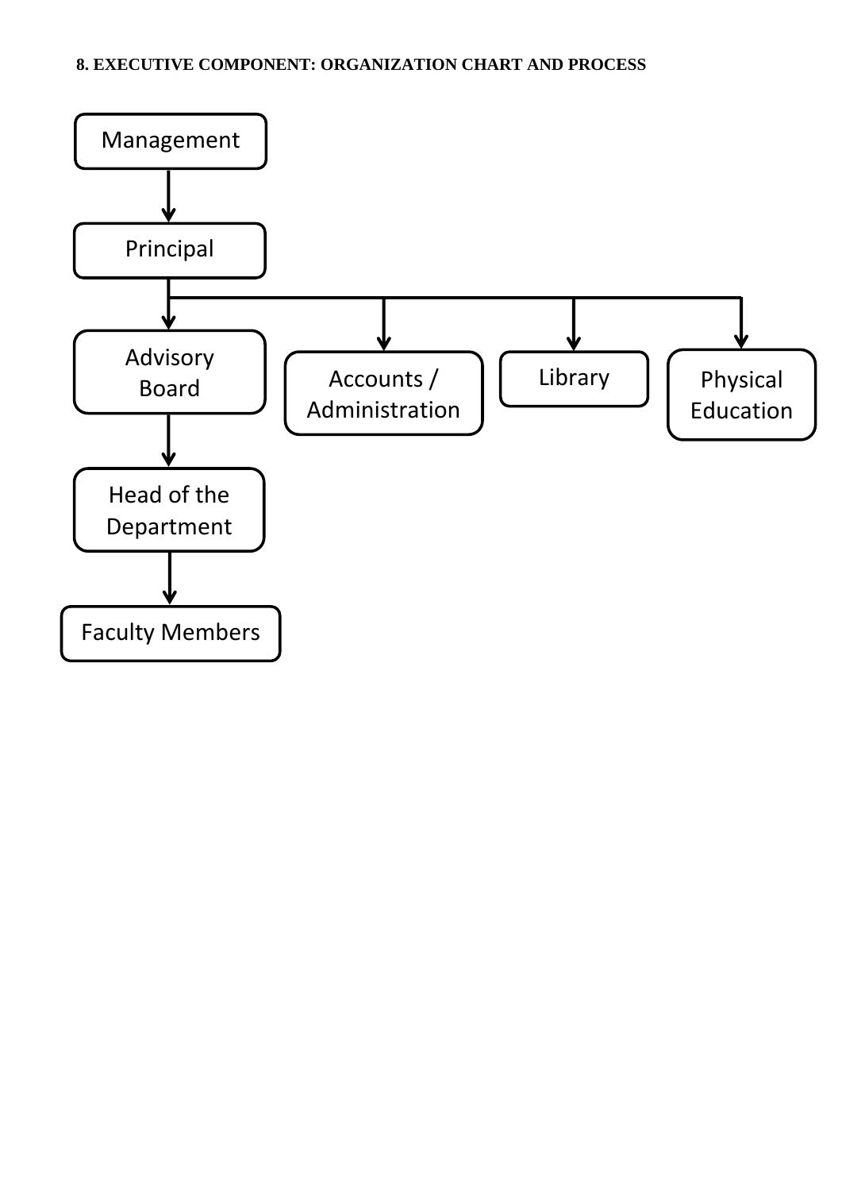**8. EXECUTIVE COMPONENT: ORGANIZATION CHART AND PROCESS**

Management

Principal

Advisory Board

Accounts / Administration

Library

Physical Education

Head of the Department

Faculty Members